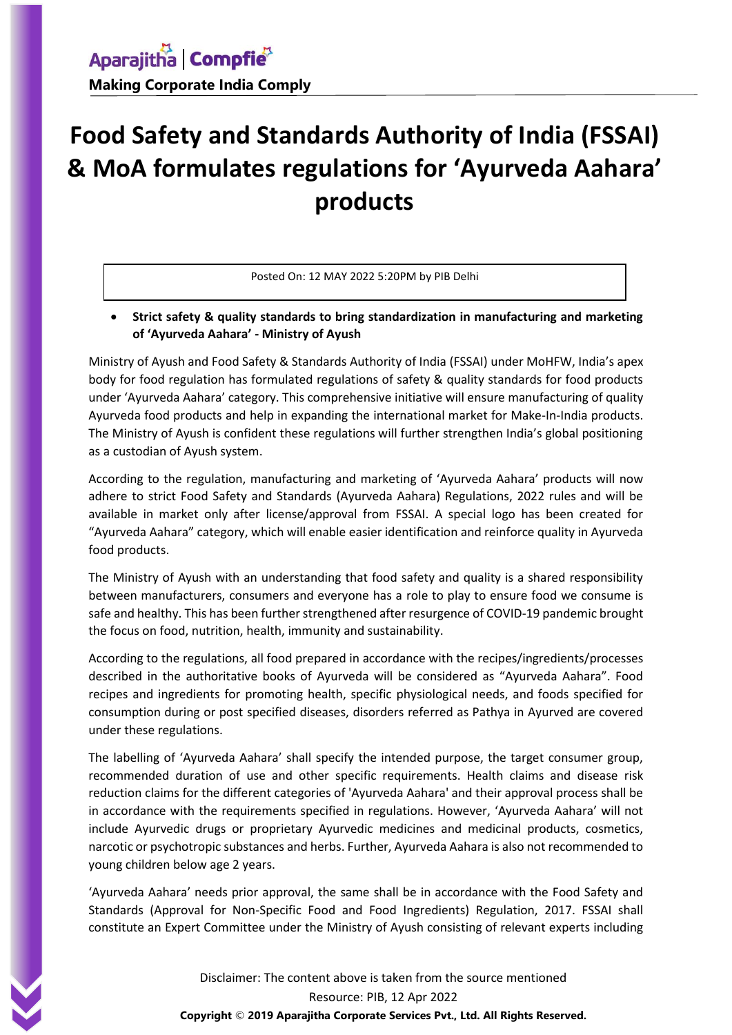# Food Safety and Standards Authority of India (FSSAI) & MoA formulates regulations for 'Ayurveda Aahara' products

Posted On: 12 MAY 2022 5:20PM by PIB Delhi

- **Strict safety & quality standards to bring standardization in manufacturing and marketing of 'Ayurveda Aahara' - Ministry of Ayush**

Ministry of Ayush and Food Safety & Standards Authority of India (FSSAI) under MoHFW, India's apex body for food regulation has formulated regulations of safety & quality standards for food products under 'Ayurveda Aahara' category. This comprehensive initiative will ensure manufacturing of quality Ayurveda food products and help in expanding the international market for Make-In-India products. The Ministry of Ayush is confident these regulations will further strengthen India's global positioning as a custodian of Ayush system.

According to the regulation, manufacturing and marketing of 'Ayurveda Aahara' products will now adhere to strict Food Safety and Standards (Ayurveda Aahara) Regulations, 2022 rules and will be available in market only after license/approval from FSSAI. A special logo has been created for "Ayurveda Aahara" category, which will enable easier identification and reinforce quality in Ayurveda food products.

The Ministry of Ayush with an understanding that food safety and quality is a shared responsibility between manufacturers, consumers and everyone has a role to play to ensure food we consume is safe and healthy. This has been further strengthened after resurgence of COVID-19 pandemic brought the focus on food, nutrition, health, immunity and sustainability.

According to the regulations, all food prepared in accordance with the recipes/ingredients/processes described in the authoritative books of Ayurveda will be considered as "Ayurveda Aahara". Food recipes and ingredients for promoting health, specific physiological needs, and foods specified for consumption during or post specified diseases, disorders referred as Pathya in Ayurved are covered under these regulations.

The labelling of 'Ayurveda Aahara' shall specify the intended purpose, the target consumer group, recommended duration of use and other specific requirements. Health claims and disease risk reduction claims for the different categories of 'Ayurveda Aahara' and their approval process shall be in accordance with the requirements specified in regulations. However, 'Ayurveda Aahara' will not include Ayurvedic drugs or proprietary Ayurvedic medicines and medicinal products, cosmetics, narcotic or psychotropic substances and herbs. Further, Ayurveda Aahara is also not recommended to young children below age 2 years.

'Ayurveda Aahara' needs prior approval, the same shall be in accordance with the Food Safety and Standards (Approval for Non-Specific Food and Food Ingredients) Regulation, 2017. FSSAI shall constitute an Expert Committee under the Ministry of Ayush consisting of relevant experts including

Disclaimer: The content above is taken from the source mentioned

Resource: PIB, 12 Apr 2022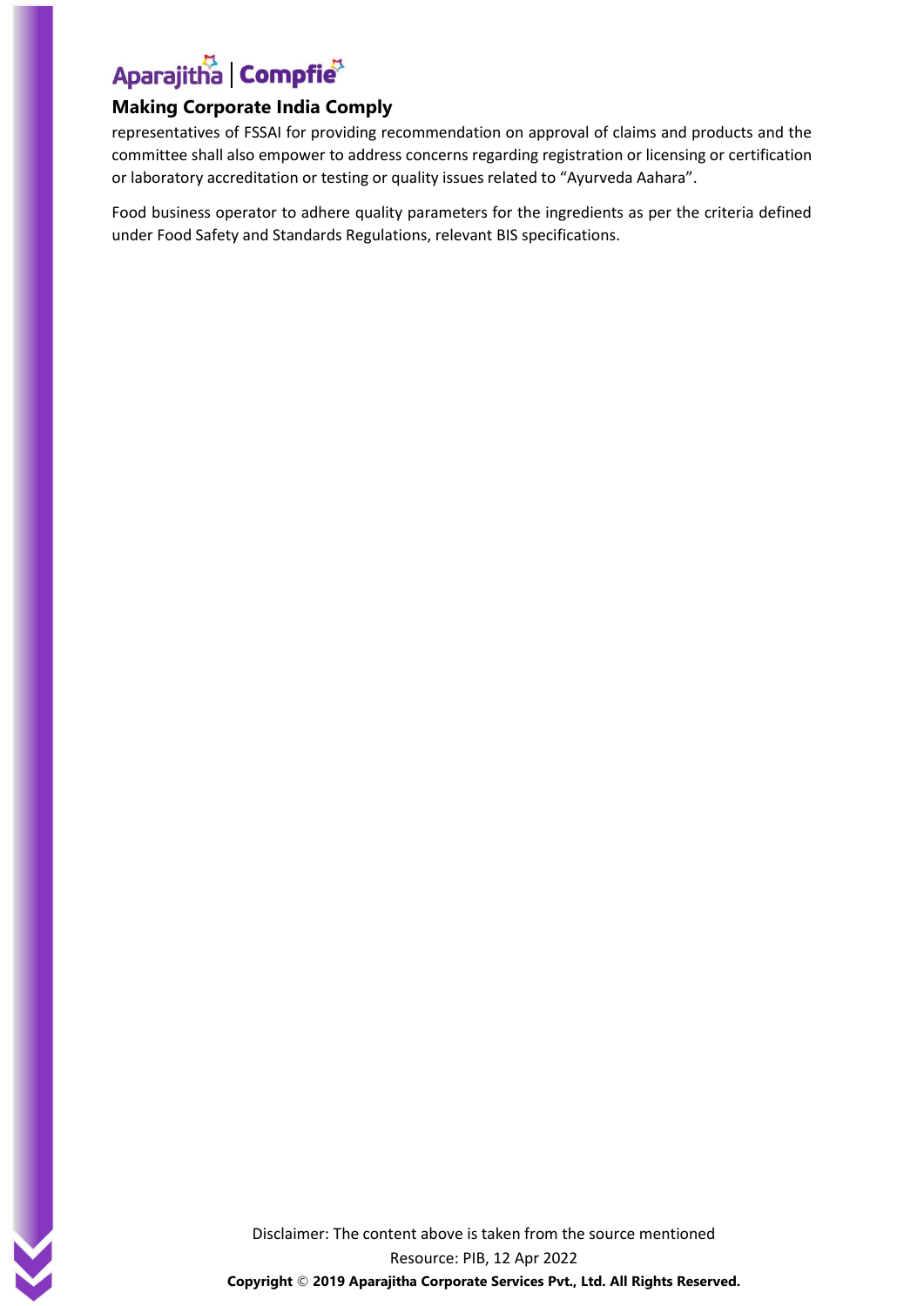representatives of FSSAI for providing recommendation on approval of claims and products and the committee shall also empower to address concerns regarding registration or licensing or certification or laboratory accreditation or testing or quality issues related to "Ayurveda Aahara".

Food business operator to adhere quality parameters for the ingredients as per the criteria defined under Food Safety and Standards Regulations, relevant BIS specifications.

Disclaimer: The content above is taken from the source mentioned

Resource: PIB, 12 Apr 2022